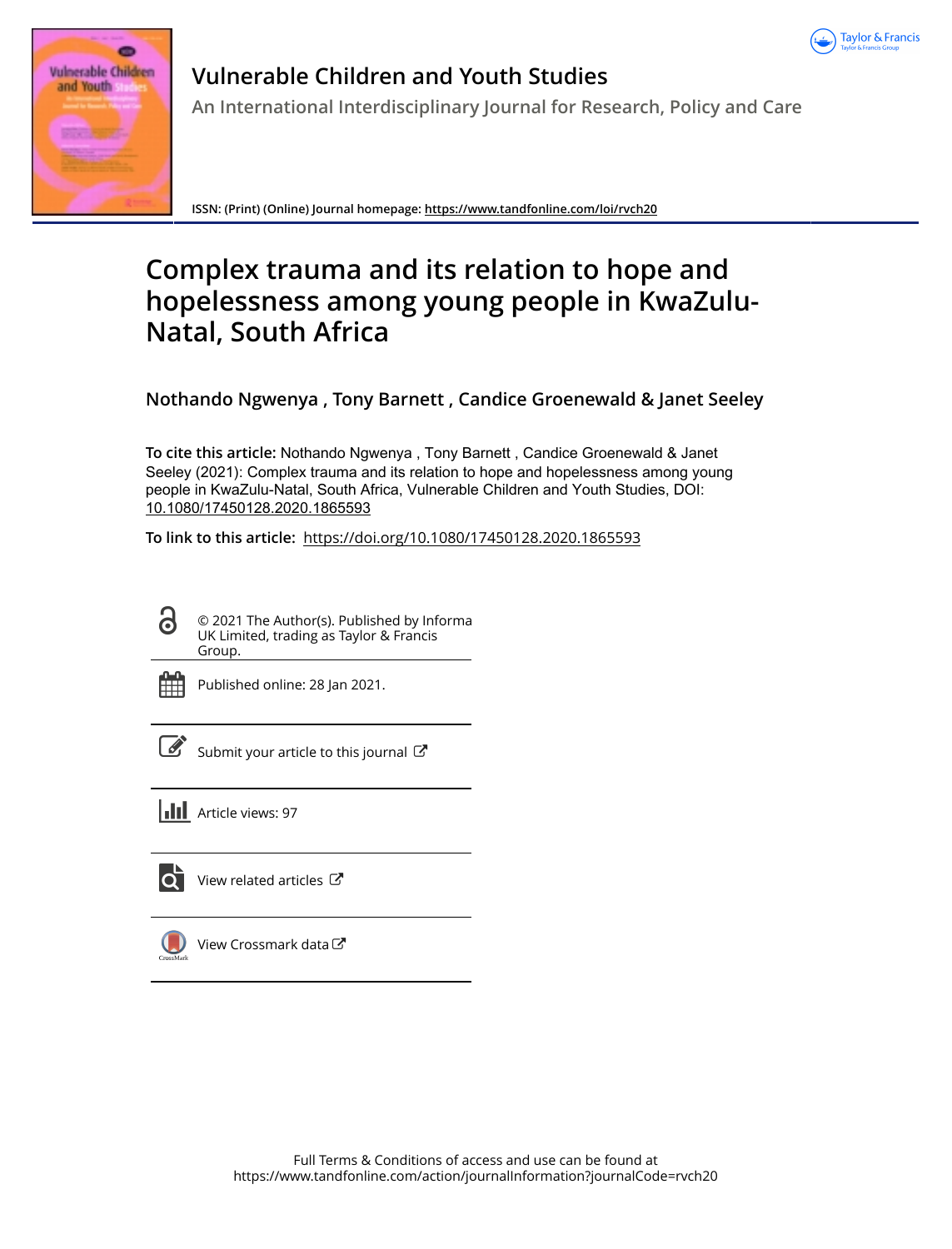# Vulnerable Children and Youth Studies

An International Interdisciplinary Journal for Research, Policy and Care

**ISSN:** (Print) (Online) Journal homepage: https://www.tandfonline.com/loi/rvch20

# Complex trauma and its relation to hope and hopelessness among young people in KwaZulu-Natal, South Africa

**Nothando Ngwenya , Tony Barnett , Candice Groenewald & Janet Seeley**

**To cite this article:** Nothando Ngwenya , Tony Barnett , Candice Groenewald & Janet Seeley (2021): Complex trauma and its relation to hope and hopelessness among young people in KwaZulu-Natal, South Africa, Vulnerable Children and Youth Studies, DOI: 10.1080/17450128.2020.1865593

**To link to this article:** https://doi.org/10.1080/17450128.2020.1865593

© 2021 The Author(s). Published by Informa UK Limited, trading as Taylor & Francis Group.

Published online: 28 Jan 2021.

Submit your article to this journal

Article views: 97

View related articles

View Crossmark data

Full Terms & Conditions of access and use can be found at
https://www.tandfonline.com/action/journalInformation?journalCode=rvch20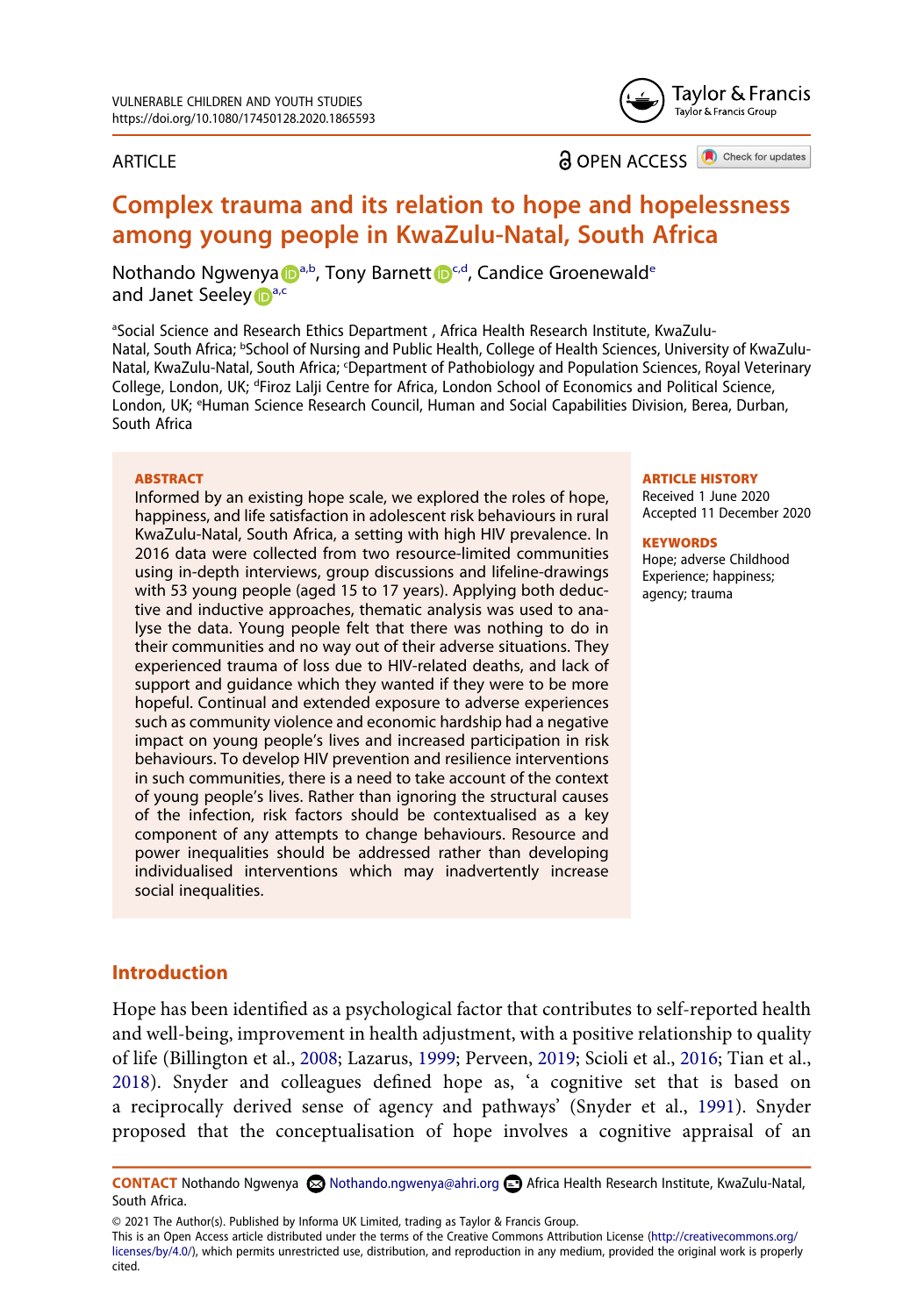VULNERABLE CHILDREN AND YOUTH STUDIES
https://doi.org/10.1080/17450128.2020.1865593

ARTICLE

OPEN ACCESS

# Complex trauma and its relation to hope and hopelessness among young people in KwaZulu-Natal, South Africa

Nothando Ngwenya[a,b], Tony Barnett[c,d], Candice Groenewald[e] and Janet Seeley[a,c]

[a]Social Science and Research Ethics Department , Africa Health Research Institute, KwaZulu-Natal, South Africa; [b]School of Nursing and Public Health, College of Health Sciences, University of KwaZulu-Natal, KwaZulu-Natal, South Africa; [c]Department of Pathobiology and Population Sciences, Royal Veterinary College, London, UK; [d]Firoz Lalji Centre for Africa, London School of Economics and Political Science, London, UK; [e]Human Science Research Council, Human and Social Capabilities Division, Berea, Durban, South Africa

## ABSTRACT

Informed by an existing hope scale, we explored the roles of hope, happiness, and life satisfaction in adolescent risk behaviours in rural KwaZulu-Natal, South Africa, a setting with high HIV prevalence. In 2016 data were collected from two resource-limited communities using in-depth interviews, group discussions and lifeline-drawings with 53 young people (aged 15 to 17 years). Applying both deductive and inductive approaches, thematic analysis was used to analyse the data. Young people felt that there was nothing to do in their communities and no way out of their adverse situations. They experienced trauma of loss due to HIV-related deaths, and lack of support and guidance which they wanted if they were to be more hopeful. Continual and extended exposure to adverse experiences such as community violence and economic hardship had a negative impact on young people's lives and increased participation in risk behaviours. To develop HIV prevention and resilience interventions in such communities, there is a need to take account of the context of young people's lives. Rather than ignoring the structural causes of the infection, risk factors should be contextualised as a key component of any attempts to change behaviours. Resource and power inequalities should be addressed rather than developing individualised interventions which may inadvertently increase social inequalities.

## ARTICLE HISTORY

Received 1 June 2020
Accepted 11 December 2020

## KEYWORDS

Hope; adverse Childhood Experience; happiness; agency; trauma

## Introduction

Hope has been identified as a psychological factor that contributes to self-reported health and well-being, improvement in health adjustment, with a positive relationship to quality of life (Billington et al., 2008; Lazarus, 1999; Perveen, 2019; Scioli et al., 2016; Tian et al., 2018). Snyder and colleagues defined hope as, 'a cognitive set that is based on a reciprocally derived sense of agency and pathways' (Snyder et al., 1991). Snyder proposed that the conceptualisation of hope involves a cognitive appraisal of an

**CONTACT** Nothando Ngwenya Nothando.ngwenya@ahri.org Africa Health Research Institute, KwaZulu-Natal, South Africa.

© 2021 The Author(s). Published by Informa UK Limited, trading as Taylor & Francis Group.
This is an Open Access article distributed under the terms of the Creative Commons Attribution License (http://creativecommons.org/licenses/by/4.0/), which permits unrestricted use, distribution, and reproduction in any medium, provided the original work is properly cited.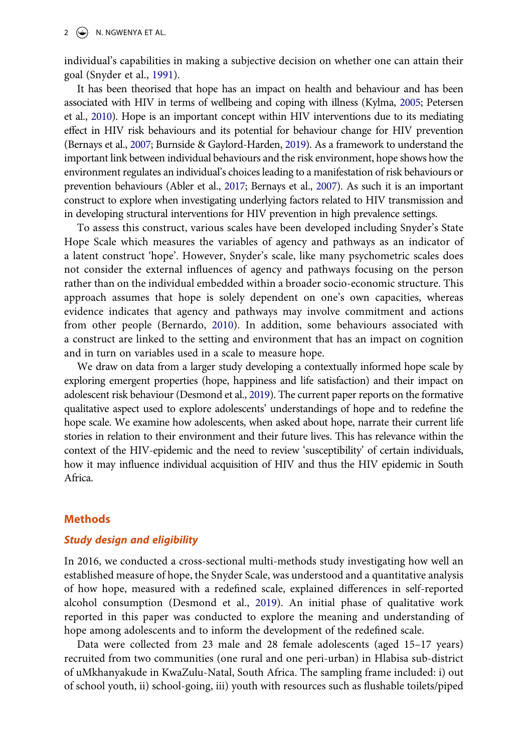individual's capabilities in making a subjective decision on whether one can attain their goal (Snyder et al., 1991).

It has been theorised that hope has an impact on health and behaviour and has been associated with HIV in terms of wellbeing and coping with illness (Kylma, 2005; Petersen et al., 2010). Hope is an important concept within HIV interventions due to its mediating effect in HIV risk behaviours and its potential for behaviour change for HIV prevention (Bernays et al., 2007; Burnside & Gaylord-Harden, 2019). As a framework to understand the important link between individual behaviours and the risk environment, hope shows how the environment regulates an individual's choices leading to a manifestation of risk behaviours or prevention behaviours (Abler et al., 2017; Bernays et al., 2007). As such it is an important construct to explore when investigating underlying factors related to HIV transmission and in developing structural interventions for HIV prevention in high prevalence settings.

To assess this construct, various scales have been developed including Snyder's State Hope Scale which measures the variables of agency and pathways as an indicator of a latent construct 'hope'. However, Snyder's scale, like many psychometric scales does not consider the external influences of agency and pathways focusing on the person rather than on the individual embedded within a broader socio-economic structure. This approach assumes that hope is solely dependent on one's own capacities, whereas evidence indicates that agency and pathways may involve commitment and actions from other people (Bernardo, 2010). In addition, some behaviours associated with a construct are linked to the setting and environment that has an impact on cognition and in turn on variables used in a scale to measure hope.

We draw on data from a larger study developing a contextually informed hope scale by exploring emergent properties (hope, happiness and life satisfaction) and their impact on adolescent risk behaviour (Desmond et al., 2019). The current paper reports on the formative qualitative aspect used to explore adolescents' understandings of hope and to redefine the hope scale. We examine how adolescents, when asked about hope, narrate their current life stories in relation to their environment and their future lives. This has relevance within the context of the HIV-epidemic and the need to review 'susceptibility' of certain individuals, how it may influence individual acquisition of HIV and thus the HIV epidemic in South Africa.

## Methods

### *Study design and eligibility*

In 2016, we conducted a cross-sectional multi-methods study investigating how well an established measure of hope, the Snyder Scale, was understood and a quantitative analysis of how hope, measured with a redefined scale, explained differences in self-reported alcohol consumption (Desmond et al., 2019). An initial phase of qualitative work reported in this paper was conducted to explore the meaning and understanding of hope among adolescents and to inform the development of the redefined scale.

Data were collected from 23 male and 28 female adolescents (aged 15–17 years) recruited from two communities (one rural and one peri-urban) in Hlabisa sub-district of uMkhanyakude in KwaZulu-Natal, South Africa. The sampling frame included: i) out of school youth, ii) school-going, iii) youth with resources such as flushable toilets/piped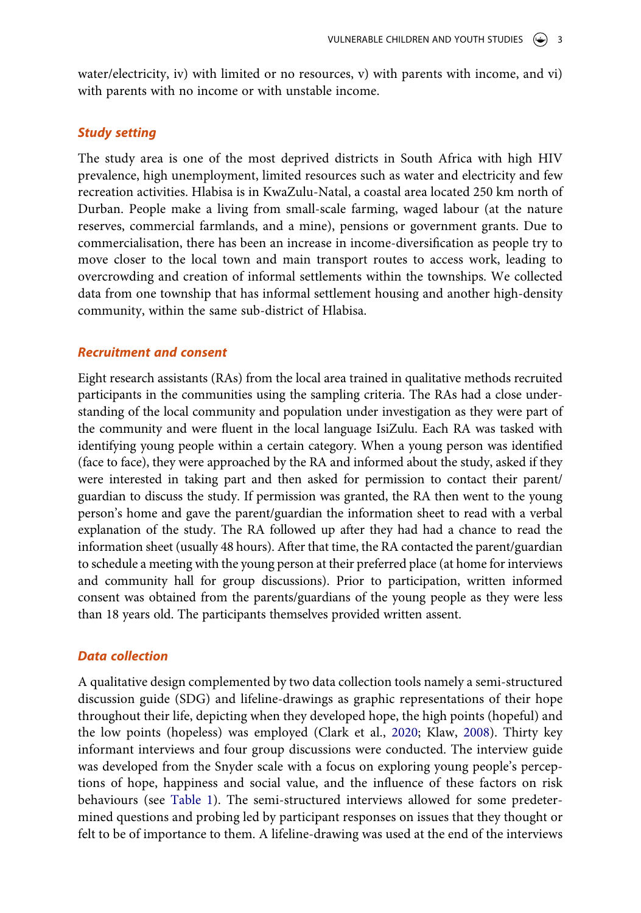water/electricity, iv) with limited or no resources, v) with parents with income, and vi) with parents with no income or with unstable income.

### *Study setting*

The study area is one of the most deprived districts in South Africa with high HIV prevalence, high unemployment, limited resources such as water and electricity and few recreation activities. Hlabisa is in KwaZulu-Natal, a coastal area located 250 km north of Durban. People make a living from small-scale farming, waged labour (at the nature reserves, commercial farmlands, and a mine), pensions or government grants. Due to commercialisation, there has been an increase in income-diversification as people try to move closer to the local town and main transport routes to access work, leading to overcrowding and creation of informal settlements within the townships. We collected data from one township that has informal settlement housing and another high-density community, within the same sub-district of Hlabisa.

### *Recruitment and consent*

Eight research assistants (RAs) from the local area trained in qualitative methods recruited participants in the communities using the sampling criteria. The RAs had a close understanding of the local community and population under investigation as they were part of the community and were fluent in the local language IsiZulu. Each RA was tasked with identifying young people within a certain category. When a young person was identified (face to face), they were approached by the RA and informed about the study, asked if they were interested in taking part and then asked for permission to contact their parent/guardian to discuss the study. If permission was granted, the RA then went to the young person's home and gave the parent/guardian the information sheet to read with a verbal explanation of the study. The RA followed up after they had had a chance to read the information sheet (usually 48 hours). After that time, the RA contacted the parent/guardian to schedule a meeting with the young person at their preferred place (at home for interviews and community hall for group discussions). Prior to participation, written informed consent was obtained from the parents/guardians of the young people as they were less than 18 years old. The participants themselves provided written assent.

### *Data collection*

A qualitative design complemented by two data collection tools namely a semi-structured discussion guide (SDG) and lifeline-drawings as graphic representations of their hope throughout their life, depicting when they developed hope, the high points (hopeful) and the low points (hopeless) was employed (Clark et al., 2020; Klaw, 2008). Thirty key informant interviews and four group discussions were conducted. The interview guide was developed from the Snyder scale with a focus on exploring young people's perceptions of hope, happiness and social value, and the influence of these factors on risk behaviours (see Table 1). The semi-structured interviews allowed for some predetermined questions and probing led by participant responses on issues that they thought or felt to be of importance to them. A lifeline-drawing was used at the end of the interviews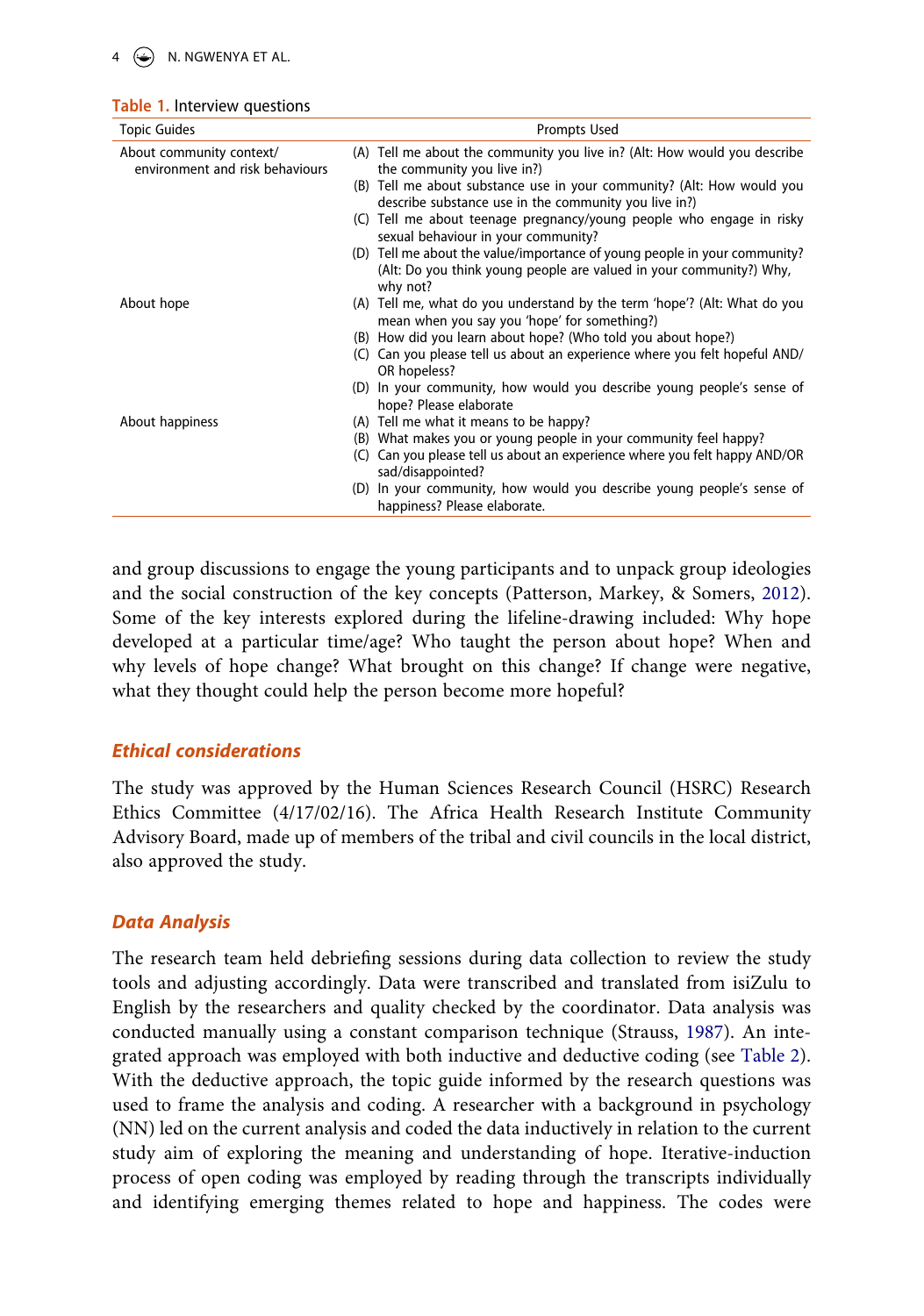**Table 1.** Interview questions

| Topic Guides | Prompts Used |
|---|---|
| About community context/ environment and risk behaviours | (A) Tell me about the community you live in? (Alt: How would you describe the community you live in?) |
| | (B) Tell me about substance use in your community? (Alt: How would you describe substance use in the community you live in?) |
| | (C) Tell me about teenage pregnancy/young people who engage in risky sexual behaviour in your community? |
| | (D) Tell me about the value/importance of young people in your community? (Alt: Do you think young people are valued in your community?) Why, why not? |
| About hope | (A) Tell me, what do you understand by the term 'hope'? (Alt: What do you mean when you say you 'hope' for something?) |
| | (B) How did you learn about hope? (Who told you about hope?) |
| | (C) Can you please tell us about an experience where you felt hopeful AND/ OR hopeless? |
| | (D) In your community, how would you describe young people's sense of hope? Please elaborate |
| About happiness | (A) Tell me what it means to be happy? |
| | (B) What makes you or young people in your community feel happy? |
| | (C) Can you please tell us about an experience where you felt happy AND/OR sad/disappointed? |
| | (D) In your community, how would you describe young people's sense of happiness? Please elaborate. |

and group discussions to engage the young participants and to unpack group ideologies and the social construction of the key concepts (Patterson, Markey, & Somers, 2012). Some of the key interests explored during the lifeline-drawing included: Why hope developed at a particular time/age? Who taught the person about hope? When and why levels of hope change? What brought on this change? If change were negative, what they thought could help the person become more hopeful?

### *Ethical considerations*

The study was approved by the Human Sciences Research Council (HSRC) Research Ethics Committee (4/17/02/16). The Africa Health Research Institute Community Advisory Board, made up of members of the tribal and civil councils in the local district, also approved the study.

### *Data Analysis*

The research team held debriefing sessions during data collection to review the study tools and adjusting accordingly. Data were transcribed and translated from isiZulu to English by the researchers and quality checked by the coordinator. Data analysis was conducted manually using a constant comparison technique (Strauss, 1987). An integrated approach was employed with both inductive and deductive coding (see Table 2). With the deductive approach, the topic guide informed by the research questions was used to frame the analysis and coding. A researcher with a background in psychology (NN) led on the current analysis and coded the data inductively in relation to the current study aim of exploring the meaning and understanding of hope. Iterative-induction process of open coding was employed by reading through the transcripts individually and identifying emerging themes related to hope and happiness. The codes were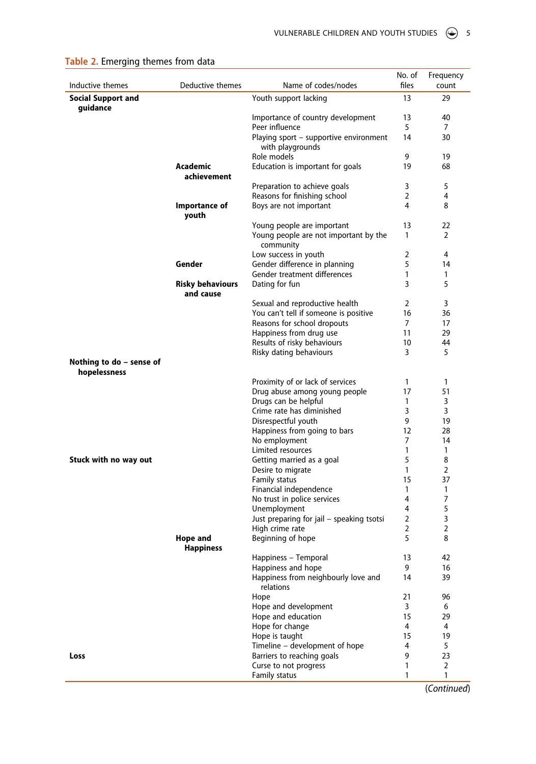**Table 2.** Emerging themes from data

| Inductive themes | Deductive themes | Name of codes/nodes | No. of files | Frequency count |
|---|---|---|---|---|
| **Social Support and guidance** | | Youth support lacking | 13 | 29 |
| | | Importance of country development | 13 | 40 |
| | | Peer influence | 5 | 7 |
| | | Playing sport – supportive environment with playgrounds | 14 | 30 |
| | | Role models | 9 | 19 |
| | **Academic achievement** | Education is important for goals | 19 | 68 |
| | | Preparation to achieve goals | 3 | 5 |
| | | Reasons for finishing school | 2 | 4 |
| | **Importance of youth** | Boys are not important | 4 | 8 |
| | | Young people are important | 13 | 22 |
| | | Young people are not important by the community | 1 | 2 |
| | | Low success in youth | 2 | 4 |
| | **Gender** | Gender difference in planning | 5 | 14 |
| | | Gender treatment differences | 1 | 1 |
| | **Risky behaviours and cause** | Dating for fun | 3 | 5 |
| | | Sexual and reproductive health | 2 | 3 |
| | | You can't tell if someone is positive | 16 | 36 |
| | | Reasons for school dropouts | 7 | 17 |
| | | Happiness from drug use | 11 | 29 |
| | | Results of risky behaviours | 10 | 44 |
| | | Risky dating behaviours | 3 | 5 |
| **Nothing to do – sense of hopelessness** | | | | |
| | | Proximity of or lack of services | 1 | 1 |
| | | Drug abuse among young people | 17 | 51 |
| | | Drugs can be helpful | 1 | 3 |
| | | Crime rate has diminished | 3 | 3 |
| | | Disrespectful youth | 9 | 19 |
| | | Happiness from going to bars | 12 | 28 |
| | | No employment | 7 | 14 |
| | | Limited resources | 1 | 1 |
| **Stuck with no way out** | | Getting married as a goal | 5 | 8 |
| | | Desire to migrate | 1 | 2 |
| | | Family status | 15 | 37 |
| | | Financial independence | 1 | 1 |
| | | No trust in police services | 4 | 7 |
| | | Unemployment | 4 | 5 |
| | | Just preparing for jail – speaking tsotsi | 2 | 3 |
| | | High crime rate | 2 | 2 |
| | **Hope and Happiness** | Beginning of hope | 5 | 8 |
| | | Happiness – Temporal | 13 | 42 |
| | | Happiness and hope | 9 | 16 |
| | | Happiness from neighbourly love and relations | 14 | 39 |
| | | Hope | 21 | 96 |
| | | Hope and development | 3 | 6 |
| | | Hope and education | 15 | 29 |
| | | Hope for change | 4 | 4 |
| | | Hope is taught | 15 | 19 |
| | | Timeline – development of hope | 4 | 5 |
| **Loss** | | Barriers to reaching goals | 9 | 23 |
| | | Curse to not progress | 1 | 2 |
| | | Family status | 1 | 1 |

(*Continued*)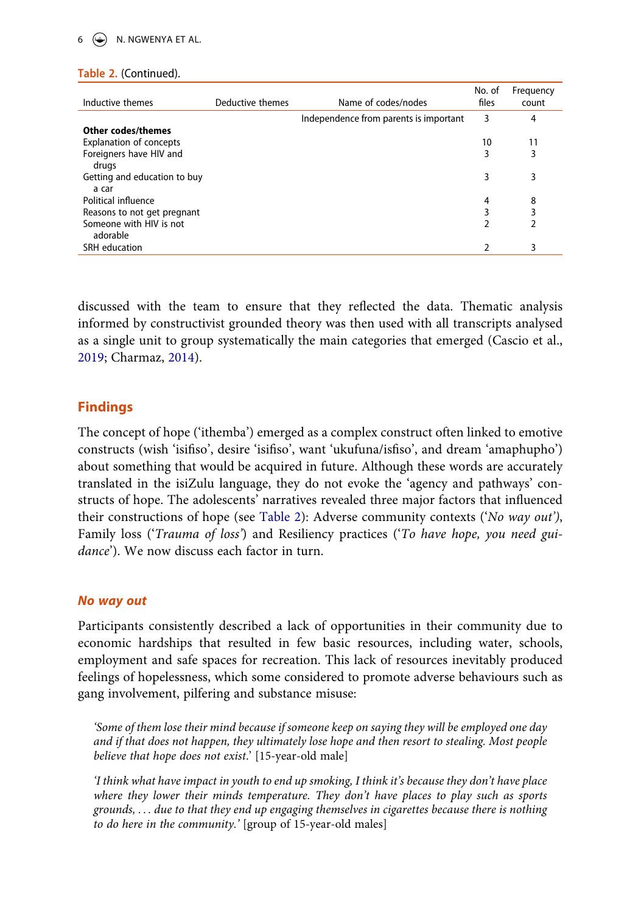Table 2. (Continued).

| Inductive themes | Deductive themes | Name of codes/nodes | No. of files | Frequency count |
|---|---|---|---|---|
| | | Independence from parents is important | 3 | 4 |
| **Other codes/themes** | | | | |
| Explanation of concepts | | | 10 | 11 |
| Foreigners have HIV and drugs | | | 3 | 3 |
| Getting and education to buy a car | | | 3 | 3 |
| Political influence | | | 4 | 8 |
| Reasons to not get pregnant | | | 3 | 3 |
| Someone with HIV is not adorable | | | 2 | 2 |
| SRH education | | | 2 | 3 |

discussed with the team to ensure that they reflected the data. Thematic analysis informed by constructivist grounded theory was then used with all transcripts analysed as a single unit to group systematically the main categories that emerged (Cascio et al., 2019; Charmaz, 2014).

## Findings

The concept of hope ('ithemba') emerged as a complex construct often linked to emotive constructs (wish 'isifiso', desire 'isifiso', want 'ukufuna/isfiso', and dream 'amaphupho') about something that would be acquired in future. Although these words are accurately translated in the isiZulu language, they do not evoke the 'agency and pathways' constructs of hope. The adolescents' narratives revealed three major factors that influenced their constructions of hope (see Table 2): Adverse community contexts ('*No way out*'), Family loss ('*Trauma of loss*') and Resiliency practices ('*To have hope, you need guidance*'). We now discuss each factor in turn.

### *No way out*

Participants consistently described a lack of opportunities in their community due to economic hardships that resulted in few basic resources, including water, schools, employment and safe spaces for recreation. This lack of resources inevitably produced feelings of hopelessness, which some considered to promote adverse behaviours such as gang involvement, pilfering and substance misuse:

> *'Some of them lose their mind because if someone keep on saying they will be employed one day and if that does not happen, they ultimately lose hope and then resort to stealing. Most people believe that hope does not exist.'* [15-year-old male]

> *'I think what have impact in youth to end up smoking, I think it's because they don't have place where they lower their minds temperature. They don't have places to play such as sports grounds, . . . due to that they end up engaging themselves in cigarettes because there is nothing to do here in the community.'* [group of 15-year-old males]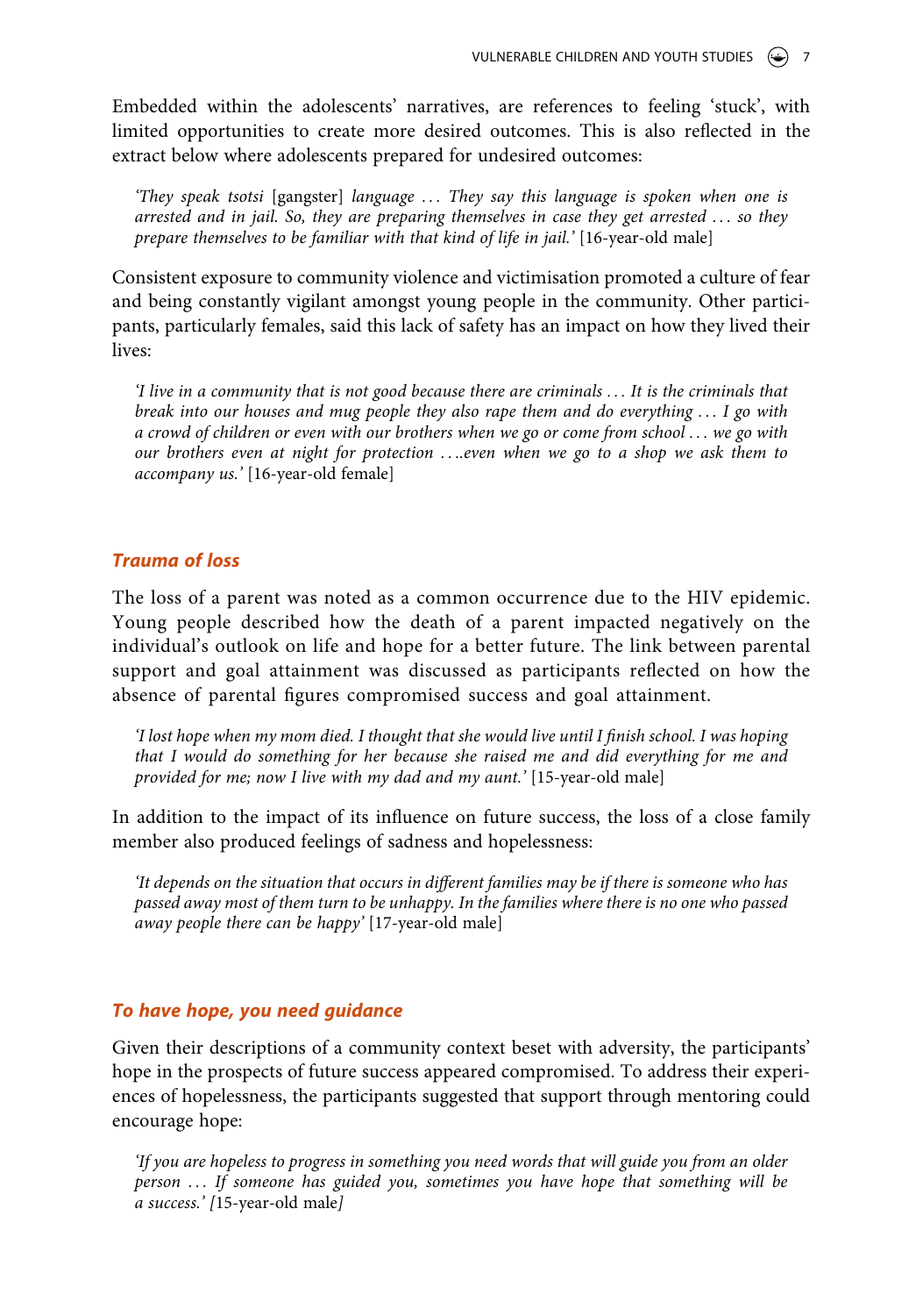Embedded within the adolescents' narratives, are references to feeling 'stuck', with limited opportunities to create more desired outcomes. This is also reflected in the extract below where adolescents prepared for undesired outcomes:

> *'They speak tsotsi* [gangster] *language ... They say this language is spoken when one is arrested and in jail. So, they are preparing themselves in case they get arrested ... so they prepare themselves to be familiar with that kind of life in jail.'* [16-year-old male]

Consistent exposure to community violence and victimisation promoted a culture of fear and being constantly vigilant amongst young people in the community. Other participants, particularly females, said this lack of safety has an impact on how they lived their lives:

> *'I live in a community that is not good because there are criminals ... It is the criminals that break into our houses and mug people they also rape them and do everything ... I go with a crowd of children or even with our brothers when we go or come from school ... we go with our brothers even at night for protection ....even when we go to a shop we ask them to accompany us.'* [16-year-old female]

### *Trauma of loss*

The loss of a parent was noted as a common occurrence due to the HIV epidemic. Young people described how the death of a parent impacted negatively on the individual's outlook on life and hope for a better future. The link between parental support and goal attainment was discussed as participants reflected on how the absence of parental figures compromised success and goal attainment.

> *'I lost hope when my mom died. I thought that she would live until I finish school. I was hoping that I would do something for her because she raised me and did everything for me and provided for me; now I live with my dad and my aunt.'* [15-year-old male]

In addition to the impact of its influence on future success, the loss of a close family member also produced feelings of sadness and hopelessness:

> *'It depends on the situation that occurs in different families may be if there is someone who has passed away most of them turn to be unhappy. In the families where there is no one who passed away people there can be happy'* [17-year-old male]

### *To have hope, you need guidance*

Given their descriptions of a community context beset with adversity, the participants' hope in the prospects of future success appeared compromised. To address their experiences of hopelessness, the participants suggested that support through mentoring could encourage hope:

> *'If you are hopeless to progress in something you need words that will guide you from an older person ... If someone has guided you, sometimes you have hope that something will be a success.' [*15-year-old male*]*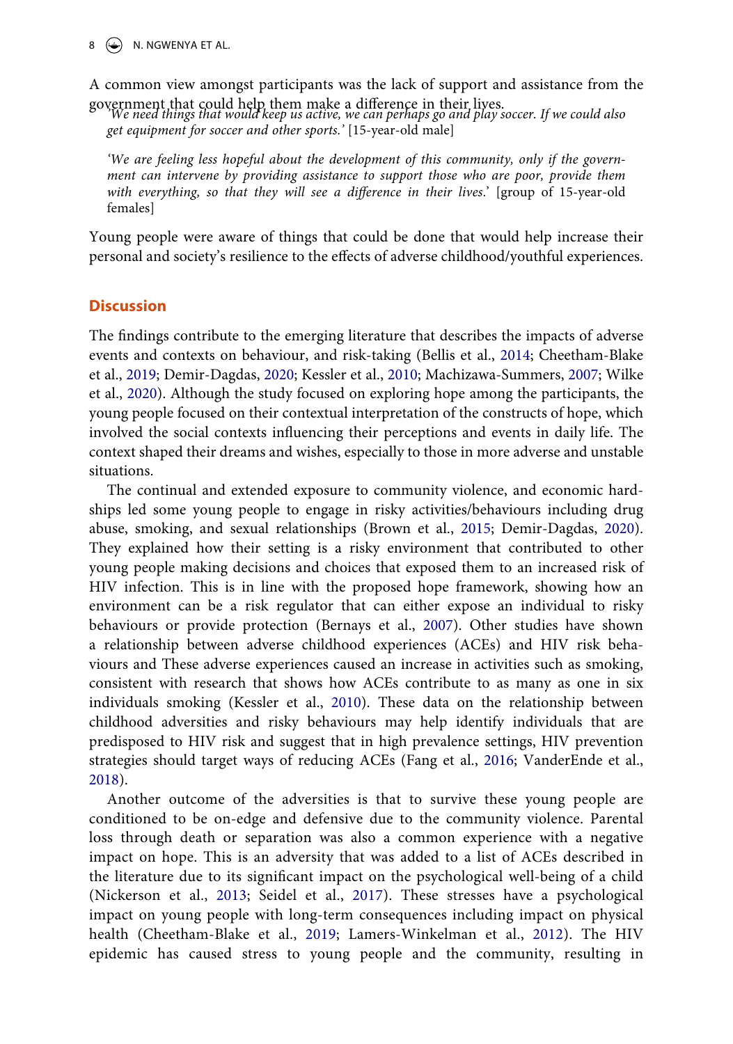A common view amongst participants was the lack of support and assistance from the government that could help them make a difference in their lives.

> *'We need things that would keep us active, we can perhaps go and play soccer. If we could also get equipment for soccer and other sports.'* [15-year-old male]

> *'We are feeling less hopeful about the development of this community, only if the government can intervene by providing assistance to support those who are poor, provide them with everything, so that they will see a difference in their lives.'* [group of 15-year-old females]

Young people were aware of things that could be done that would help increase their personal and society's resilience to the effects of adverse childhood/youthful experiences.

## Discussion

The findings contribute to the emerging literature that describes the impacts of adverse events and contexts on behaviour, and risk-taking (Bellis et al., 2014; Cheetham-Blake et al., 2019; Demir-Dagdas, 2020; Kessler et al., 2010; Machizawa-Summers, 2007; Wilke et al., 2020). Although the study focused on exploring hope among the participants, the young people focused on their contextual interpretation of the constructs of hope, which involved the social contexts influencing their perceptions and events in daily life. The context shaped their dreams and wishes, especially to those in more adverse and unstable situations.

The continual and extended exposure to community violence, and economic hardships led some young people to engage in risky activities/behaviours including drug abuse, smoking, and sexual relationships (Brown et al., 2015; Demir-Dagdas, 2020). They explained how their setting is a risky environment that contributed to other young people making decisions and choices that exposed them to an increased risk of HIV infection. This is in line with the proposed hope framework, showing how an environment can be a risk regulator that can either expose an individual to risky behaviours or provide protection (Bernays et al., 2007). Other studies have shown a relationship between adverse childhood experiences (ACEs) and HIV risk behaviours and These adverse experiences caused an increase in activities such as smoking, consistent with research that shows how ACEs contribute to as many as one in six individuals smoking (Kessler et al., 2010). These data on the relationship between childhood adversities and risky behaviours may help identify individuals that are predisposed to HIV risk and suggest that in high prevalence settings, HIV prevention strategies should target ways of reducing ACEs (Fang et al., 2016; VanderEnde et al., 2018).

Another outcome of the adversities is that to survive these young people are conditioned to be on-edge and defensive due to the community violence. Parental loss through death or separation was also a common experience with a negative impact on hope. This is an adversity that was added to a list of ACEs described in the literature due to its significant impact on the psychological well-being of a child (Nickerson et al., 2013; Seidel et al., 2017). These stresses have a psychological impact on young people with long-term consequences including impact on physical health (Cheetham-Blake et al., 2019; Lamers-Winkelman et al., 2012). The HIV epidemic has caused stress to young people and the community, resulting in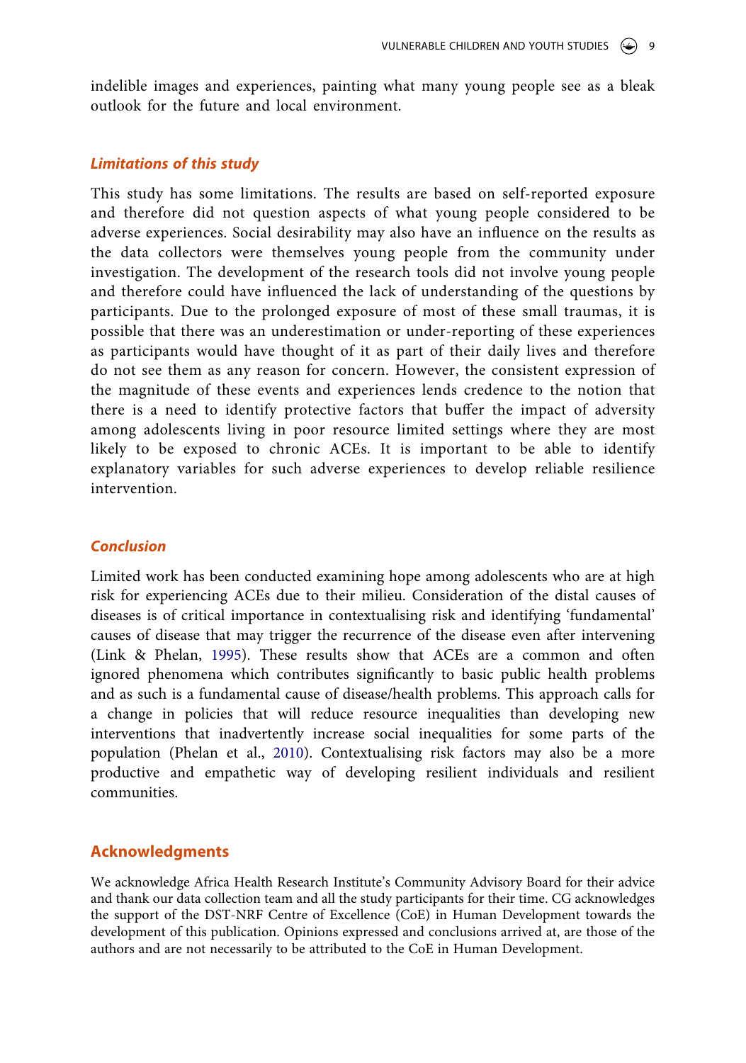indelible images and experiences, painting what many young people see as a bleak outlook for the future and local environment.

### *Limitations of this study*

This study has some limitations. The results are based on self-reported exposure and therefore did not question aspects of what young people considered to be adverse experiences. Social desirability may also have an influence on the results as the data collectors were themselves young people from the community under investigation. The development of the research tools did not involve young people and therefore could have influenced the lack of understanding of the questions by participants. Due to the prolonged exposure of most of these small traumas, it is possible that there was an underestimation or under-reporting of these experiences as participants would have thought of it as part of their daily lives and therefore do not see them as any reason for concern. However, the consistent expression of the magnitude of these events and experiences lends credence to the notion that there is a need to identify protective factors that buffer the impact of adversity among adolescents living in poor resource limited settings where they are most likely to be exposed to chronic ACEs. It is important to be able to identify explanatory variables for such adverse experiences to develop reliable resilience intervention.

### *Conclusion*

Limited work has been conducted examining hope among adolescents who are at high risk for experiencing ACEs due to their milieu. Consideration of the distal causes of diseases is of critical importance in contextualising risk and identifying 'fundamental' causes of disease that may trigger the recurrence of the disease even after intervening (Link & Phelan, 1995). These results show that ACEs are a common and often ignored phenomena which contributes significantly to basic public health problems and as such is a fundamental cause of disease/health problems. This approach calls for a change in policies that will reduce resource inequalities than developing new interventions that inadvertently increase social inequalities for some parts of the population (Phelan et al., 2010). Contextualising risk factors may also be a more productive and empathetic way of developing resilient individuals and resilient communities.

## Acknowledgments

We acknowledge Africa Health Research Institute's Community Advisory Board for their advice and thank our data collection team and all the study participants for their time. CG acknowledges the support of the DST-NRF Centre of Excellence (CoE) in Human Development towards the development of this publication. Opinions expressed and conclusions arrived at, are those of the authors and are not necessarily to be attributed to the CoE in Human Development.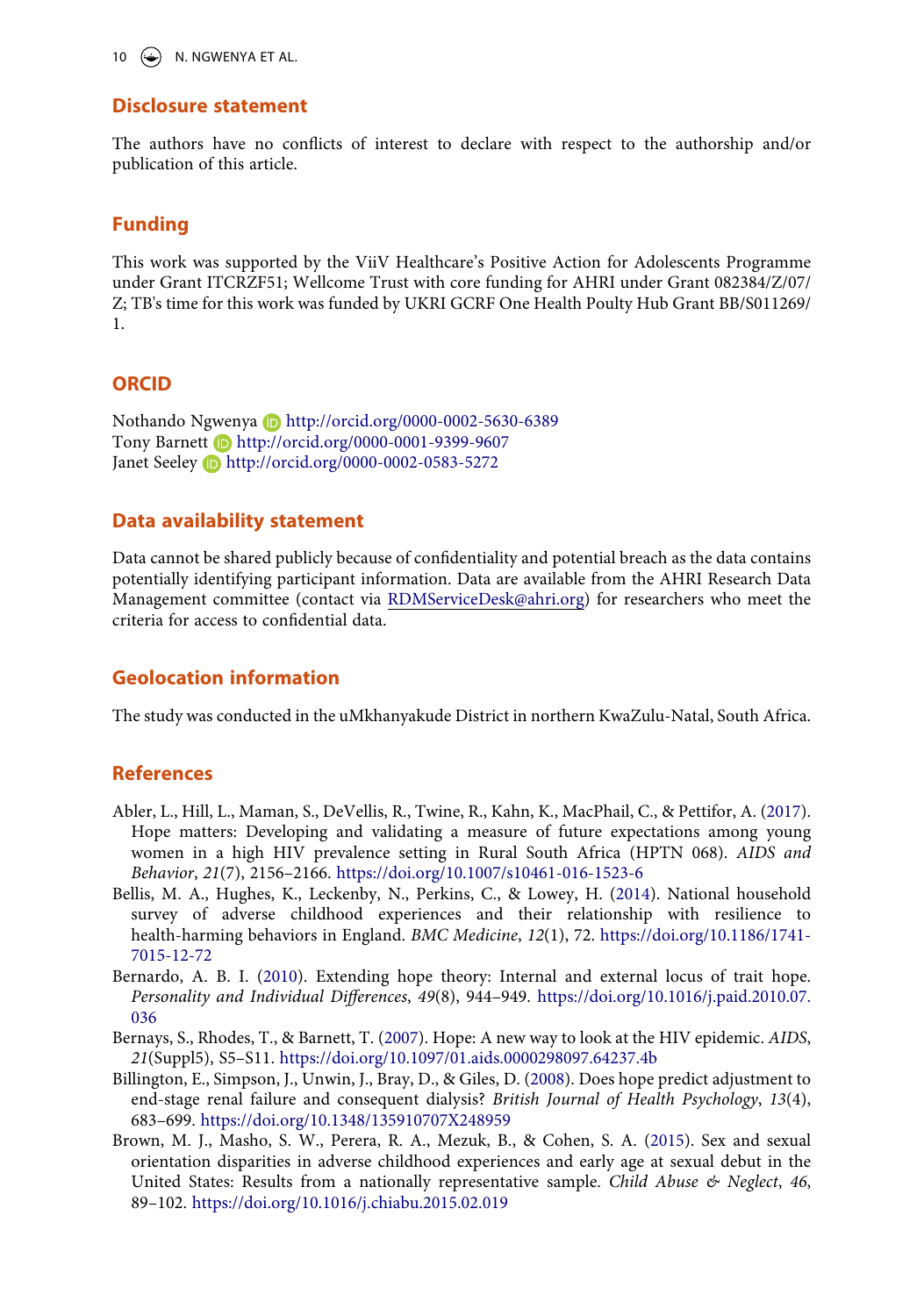## Disclosure statement

The authors have no conflicts of interest to declare with respect to the authorship and/or publication of this article.

## Funding

This work was supported by the ViiV Healthcare's Positive Action for Adolescents Programme under Grant ITCRZF51; Wellcome Trust with core funding for AHRI under Grant 082384/Z/07/Z; TB's time for this work was funded by UKRI GCRF One Health Poulty Hub Grant BB/S011269/1.

## ORCID

Nothando Ngwenya http://orcid.org/0000-0002-5630-6389
Tony Barnett http://orcid.org/0000-0001-9399-9607
Janet Seeley http://orcid.org/0000-0002-0583-5272

## Data availability statement

Data cannot be shared publicly because of confidentiality and potential breach as the data contains potentially identifying participant information. Data are available from the AHRI Research Data Management committee (contact via RDMServiceDesk@ahri.org) for researchers who meet the criteria for access to confidential data.

## Geolocation information

The study was conducted in the uMkhanyakude District in northern KwaZulu-Natal, South Africa.

## References

Abler, L., Hill, L., Maman, S., DeVellis, R., Twine, R., Kahn, K., MacPhail, C., & Pettifor, A. (2017). Hope matters: Developing and validating a measure of future expectations among young women in a high HIV prevalence setting in Rural South Africa (HPTN 068). *AIDS and Behavior*, *21*(7), 2156–2166. https://doi.org/10.1007/s10461-016-1523-6

Bellis, M. A., Hughes, K., Leckenby, N., Perkins, C., & Lowey, H. (2014). National household survey of adverse childhood experiences and their relationship with resilience to health-harming behaviors in England. *BMC Medicine*, *12*(1), 72. https://doi.org/10.1186/1741-7015-12-72

Bernardo, A. B. I. (2010). Extending hope theory: Internal and external locus of trait hope. *Personality and Individual Differences*, *49*(8), 944–949. https://doi.org/10.1016/j.paid.2010.07.036

Bernays, S., Rhodes, T., & Barnett, T. (2007). Hope: A new way to look at the HIV epidemic. *AIDS*, *21*(Suppl5), S5–S11. https://doi.org/10.1097/01.aids.0000298097.64237.4b

Billington, E., Simpson, J., Unwin, J., Bray, D., & Giles, D. (2008). Does hope predict adjustment to end-stage renal failure and consequent dialysis? *British Journal of Health Psychology*, *13*(4), 683–699. https://doi.org/10.1348/135910707X248959

Brown, M. J., Masho, S. W., Perera, R. A., Mezuk, B., & Cohen, S. A. (2015). Sex and sexual orientation disparities in adverse childhood experiences and early age at sexual debut in the United States: Results from a nationally representative sample. *Child Abuse & Neglect*, *46*, 89–102. https://doi.org/10.1016/j.chiabu.2015.02.019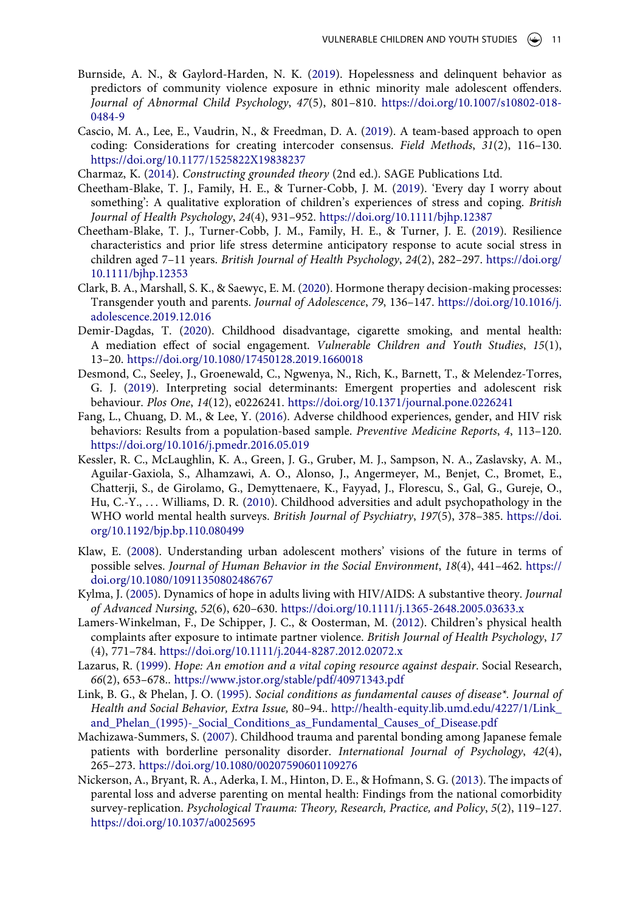Burnside, A. N., & Gaylord-Harden, N. K. (2019). Hopelessness and delinquent behavior as predictors of community violence exposure in ethnic minority male adolescent offenders. *Journal of Abnormal Child Psychology*, *47*(5), 801–810. https://doi.org/10.1007/s10802-018-0484-9

Cascio, M. A., Lee, E., Vaudrin, N., & Freedman, D. A. (2019). A team-based approach to open coding: Considerations for creating intercoder consensus. *Field Methods*, *31*(2), 116–130. https://doi.org/10.1177/1525822X19838237

Charmaz, K. (2014). *Constructing grounded theory* (2nd ed.). SAGE Publications Ltd.

Cheetham-Blake, T. J., Family, H. E., & Turner-Cobb, J. M. (2019). 'Every day I worry about something': A qualitative exploration of children's experiences of stress and coping. *British Journal of Health Psychology*, *24*(4), 931–952. https://doi.org/10.1111/bjhp.12387

Cheetham-Blake, T. J., Turner-Cobb, J. M., Family, H. E., & Turner, J. E. (2019). Resilience characteristics and prior life stress determine anticipatory response to acute social stress in children aged 7–11 years. *British Journal of Health Psychology*, *24*(2), 282–297. https://doi.org/10.1111/bjhp.12353

Clark, B. A., Marshall, S. K., & Saewyc, E. M. (2020). Hormone therapy decision-making processes: Transgender youth and parents. *Journal of Adolescence*, *79*, 136–147. https://doi.org/10.1016/j.adolescence.2019.12.016

Demir-Dagdas, T. (2020). Childhood disadvantage, cigarette smoking, and mental health: A mediation effect of social engagement. *Vulnerable Children and Youth Studies*, *15*(1), 13–20. https://doi.org/10.1080/17450128.2019.1660018

Desmond, C., Seeley, J., Groenewald, C., Ngwenya, N., Rich, K., Barnett, T., & Melendez-Torres, G. J. (2019). Interpreting social determinants: Emergent properties and adolescent risk behaviour. *Plos One*, *14*(12), e0226241. https://doi.org/10.1371/journal.pone.0226241

Fang, L., Chuang, D. M., & Lee, Y. (2016). Adverse childhood experiences, gender, and HIV risk behaviors: Results from a population-based sample. *Preventive Medicine Reports*, *4*, 113–120. https://doi.org/10.1016/j.pmedr.2016.05.019

Kessler, R. C., McLaughlin, K. A., Green, J. G., Gruber, M. J., Sampson, N. A., Zaslavsky, A. M., Aguilar-Gaxiola, S., Alhamzawi, A. O., Alonso, J., Angermeyer, M., Benjet, C., Bromet, E., Chatterji, S., de Girolamo, G., Demyttenaere, K., Fayyad, J., Florescu, S., Gal, G., Gureje, O., Hu, C.-Y., ... Williams, D. R. (2010). Childhood adversities and adult psychopathology in the WHO world mental health surveys. *British Journal of Psychiatry*, *197*(5), 378–385. https://doi.org/10.1192/bjp.bp.110.080499

Klaw, E. (2008). Understanding urban adolescent mothers' visions of the future in terms of possible selves. *Journal of Human Behavior in the Social Environment*, *18*(4), 441–462. https://doi.org/10.1080/10911350802486767

Kylma, J. (2005). Dynamics of hope in adults living with HIV/AIDS: A substantive theory. *Journal of Advanced Nursing*, *52*(6), 620–630. https://doi.org/10.1111/j.1365-2648.2005.03633.x

Lamers-Winkelman, F., De Schipper, J. C., & Oosterman, M. (2012). Children's physical health complaints after exposure to intimate partner violence. *British Journal of Health Psychology*, *17*(4), 771–784. https://doi.org/10.1111/j.2044-8287.2012.02072.x

Lazarus, R. (1999). *Hope: An emotion and a vital coping resource against despair.* Social Research, *66*(2), 653–678.. https://www.jstor.org/stable/pdf/40971343.pdf

Link, B. G., & Phelan, J. O. (1995). *Social conditions as fundamental causes of disease\*. Journal of Health and Social Behavior, Extra Issue,* 80–94.. http://health-equity.lib.umd.edu/4227/1/Link_and_Phelan_(1995)-_Social_Conditions_as_Fundamental_Causes_of_Disease.pdf

Machizawa-Summers, S. (2007). Childhood trauma and parental bonding among Japanese female patients with borderline personality disorder. *International Journal of Psychology*, *42*(4), 265–273. https://doi.org/10.1080/00207590601109276

Nickerson, A., Bryant, R. A., Aderka, I. M., Hinton, D. E., & Hofmann, S. G. (2013). The impacts of parental loss and adverse parenting on mental health: Findings from the national comorbidity survey-replication. *Psychological Trauma: Theory, Research, Practice, and Policy*, *5*(2), 119–127. https://doi.org/10.1037/a0025695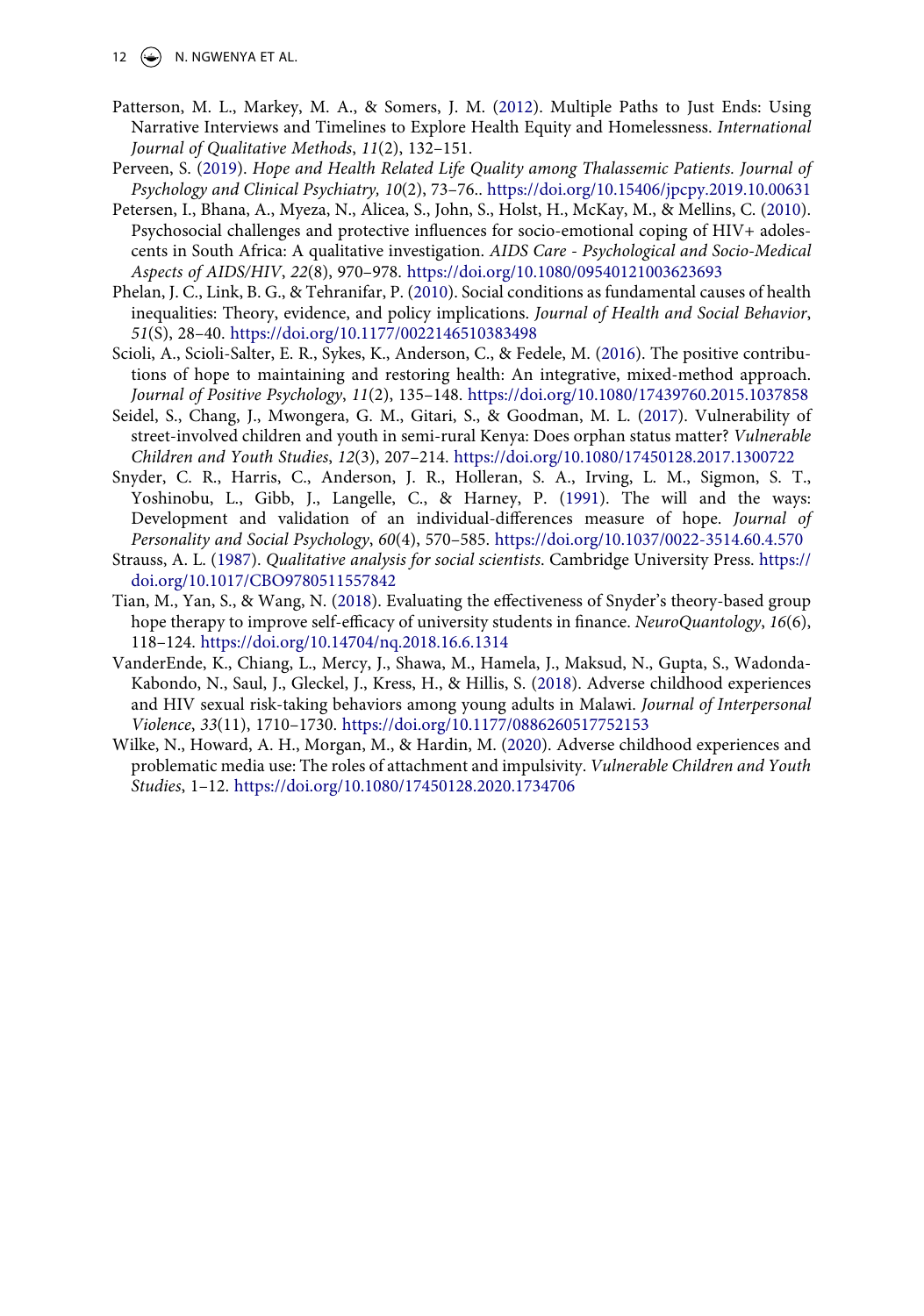Patterson, M. L., Markey, M. A., & Somers, J. M. (2012). Multiple Paths to Just Ends: Using Narrative Interviews and Timelines to Explore Health Equity and Homelessness. *International Journal of Qualitative Methods*, *11*(2), 132–151.

Perveen, S. (2019). *Hope and Health Related Life Quality among Thalassemic Patients. Journal of Psychology and Clinical Psychiatry, 10*(2), 73–76.. https://doi.org/10.15406/jpcpy.2019.10.00631

Petersen, I., Bhana, A., Myeza, N., Alicea, S., John, S., Holst, H., McKay, M., & Mellins, C. (2010). Psychosocial challenges and protective influences for socio-emotional coping of HIV+ adolescents in South Africa: A qualitative investigation. *AIDS Care - Psychological and Socio-Medical Aspects of AIDS/HIV*, *22*(8), 970–978. https://doi.org/10.1080/09540121003623693

Phelan, J. C., Link, B. G., & Tehranifar, P. (2010). Social conditions as fundamental causes of health inequalities: Theory, evidence, and policy implications. *Journal of Health and Social Behavior*, *51*(S), 28–40. https://doi.org/10.1177/0022146510383498

Scioli, A., Scioli-Salter, E. R., Sykes, K., Anderson, C., & Fedele, M. (2016). The positive contributions of hope to maintaining and restoring health: An integrative, mixed-method approach. *Journal of Positive Psychology*, *11*(2), 135–148. https://doi.org/10.1080/17439760.2015.1037858

Seidel, S., Chang, J., Mwongera, G. M., Gitari, S., & Goodman, M. L. (2017). Vulnerability of street-involved children and youth in semi-rural Kenya: Does orphan status matter? *Vulnerable Children and Youth Studies*, *12*(3), 207–214. https://doi.org/10.1080/17450128.2017.1300722

Snyder, C. R., Harris, C., Anderson, J. R., Holleran, S. A., Irving, L. M., Sigmon, S. T., Yoshinobu, L., Gibb, J., Langelle, C., & Harney, P. (1991). The will and the ways: Development and validation of an individual-differences measure of hope. *Journal of Personality and Social Psychology*, *60*(4), 570–585. https://doi.org/10.1037/0022-3514.60.4.570

Strauss, A. L. (1987). *Qualitative analysis for social scientists*. Cambridge University Press. https://doi.org/10.1017/CBO9780511557842

Tian, M., Yan, S., & Wang, N. (2018). Evaluating the effectiveness of Snyder's theory-based group hope therapy to improve self-efficacy of university students in finance. *NeuroQuantology*, *16*(6), 118–124. https://doi.org/10.14704/nq.2018.16.6.1314

VanderEnde, K., Chiang, L., Mercy, J., Shawa, M., Hamela, J., Maksud, N., Gupta, S., Wadonda-Kabondo, N., Saul, J., Gleckel, J., Kress, H., & Hillis, S. (2018). Adverse childhood experiences and HIV sexual risk-taking behaviors among young adults in Malawi. *Journal of Interpersonal Violence*, *33*(11), 1710–1730. https://doi.org/10.1177/0886260517752153

Wilke, N., Howard, A. H., Morgan, M., & Hardin, M. (2020). Adverse childhood experiences and problematic media use: The roles of attachment and impulsivity. *Vulnerable Children and Youth Studies*, 1–12. https://doi.org/10.1080/17450128.2020.1734706